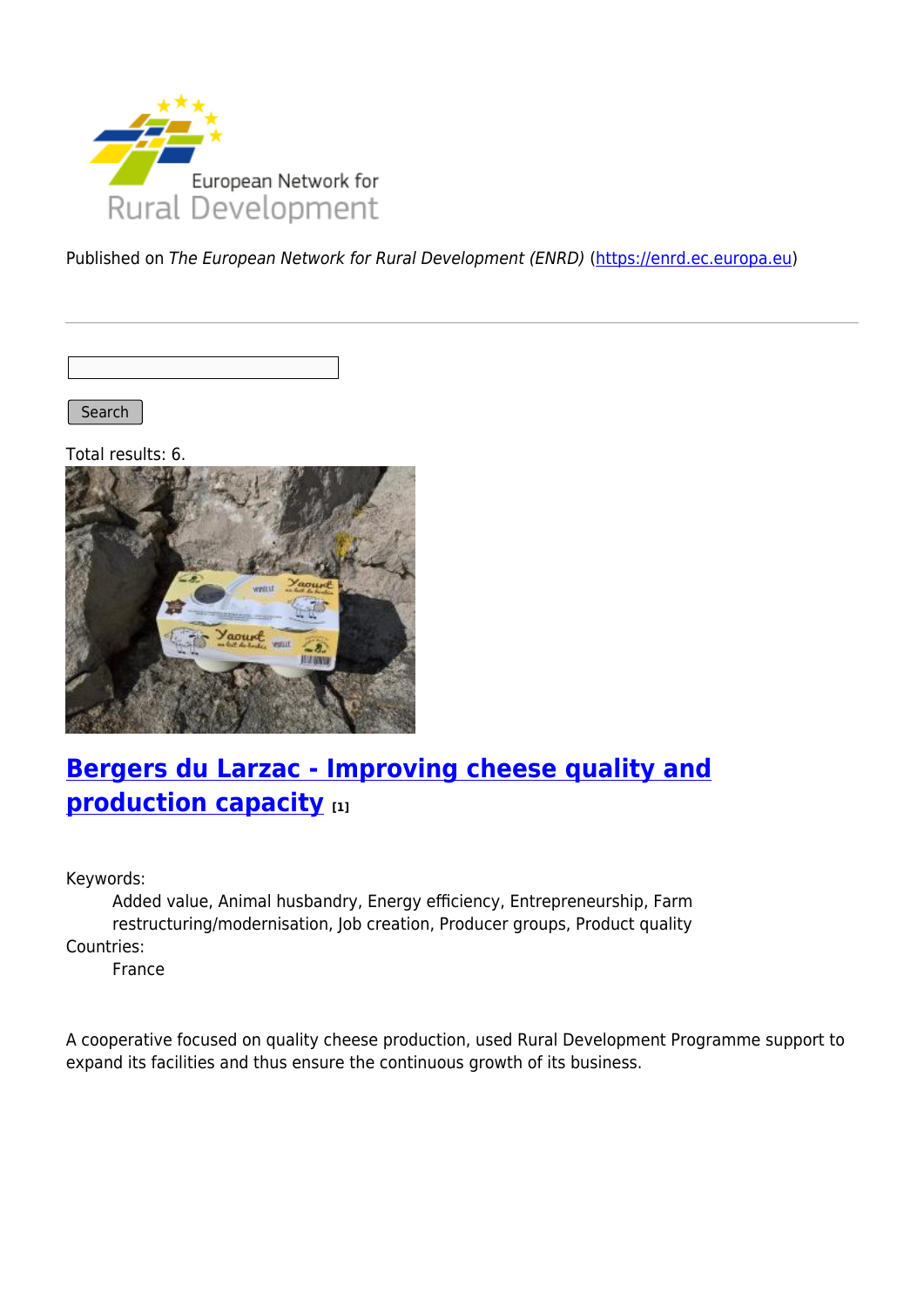Published on *The European Network for Rural Development (ENRD)* (https://enrd.ec.europa.eu)

Search

Total results: 6.

## Bergers du Larzac - Improving cheese quality and production capacity [1]

Keywords:
: Added value, Animal husbandry, Energy efficiency, Entrepreneurship, Farm restructuring/modernisation, Job creation, Producer groups, Product quality

Countries:
: France

A cooperative focused on quality cheese production, used Rural Development Programme support to expand its facilities and thus ensure the continuous growth of its business.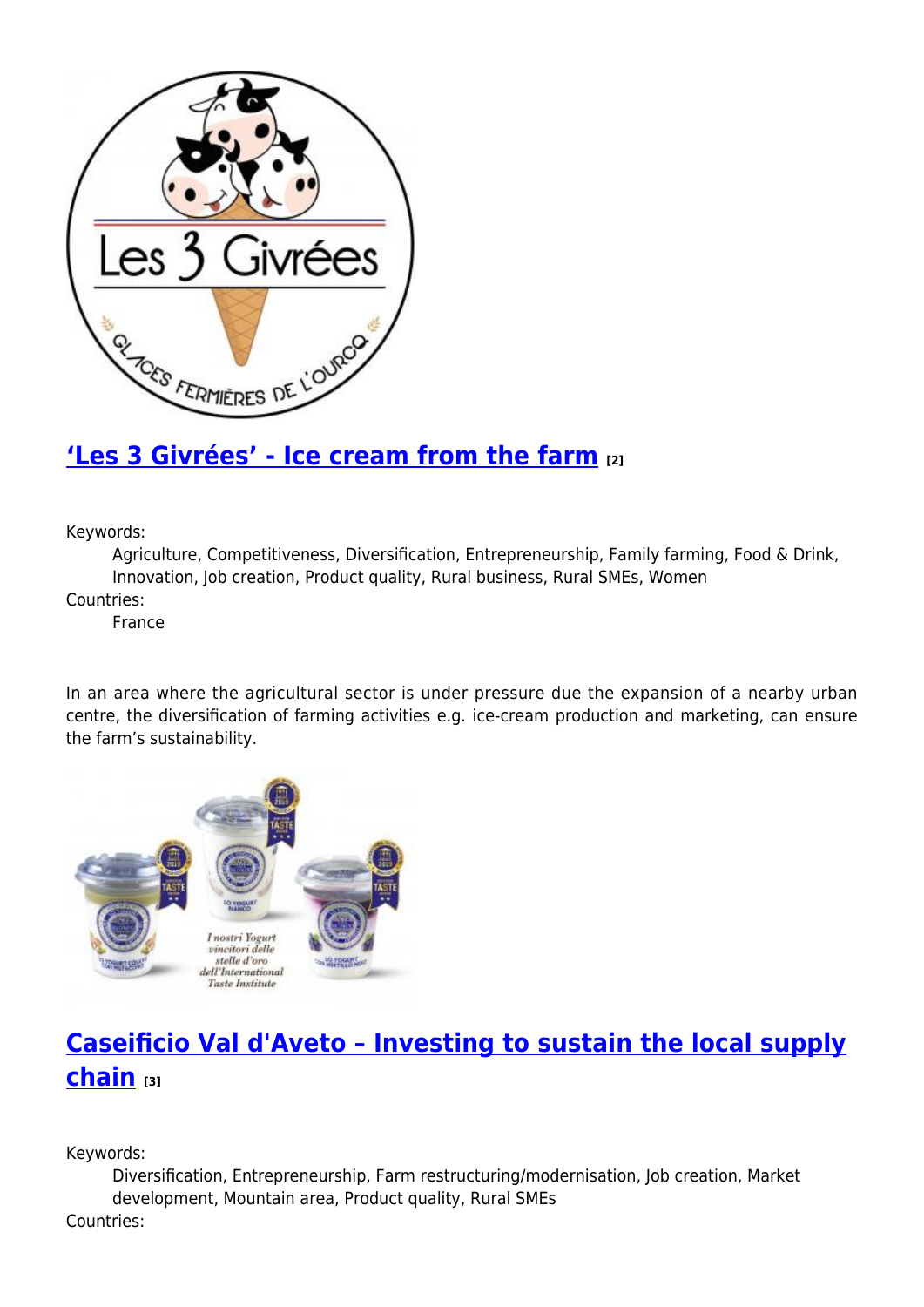## ['Les 3 Givrées' - Ice cream from the farm](#) [2]

Keywords:
: Agriculture, Competitiveness, Diversification, Entrepreneurship, Family farming, Food & Drink, Innovation, Job creation, Product quality, Rural business, Rural SMEs, Women

Countries:
: France

In an area where the agricultural sector is under pressure due the expansion of a nearby urban centre, the diversification of farming activities e.g. ice-cream production and marketing, can ensure the farm's sustainability.

## [Caseificio Val d'Aveto – Investing to sustain the local supply chain](#) [3]

Keywords:
: Diversification, Entrepreneurship, Farm restructuring/modernisation, Job creation, Market development, Mountain area, Product quality, Rural SMEs

Countries: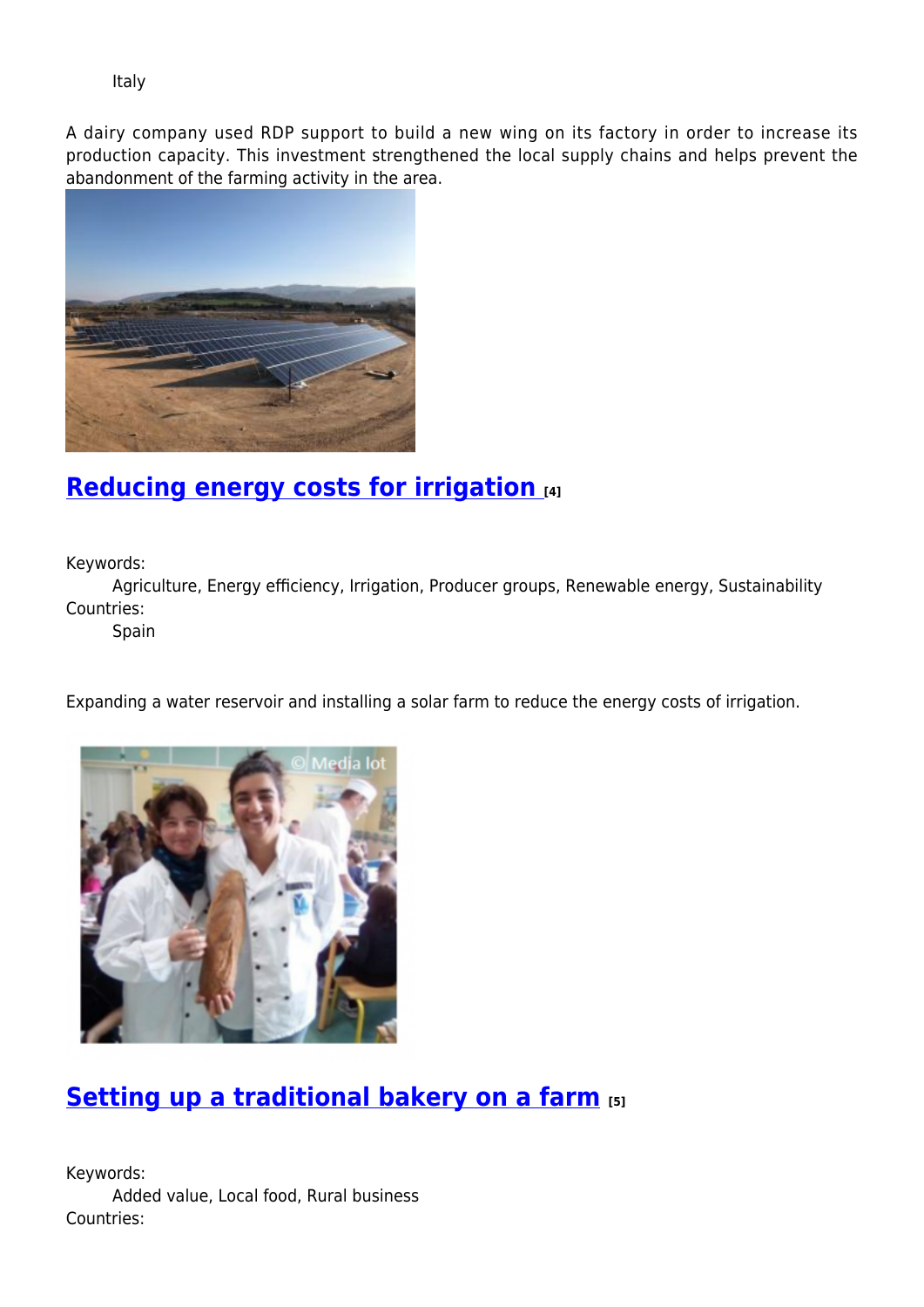Italy

A dairy company used RDP support to build a new wing on its factory in order to increase its production capacity. This investment strengthened the local supply chains and helps prevent the abandonment of the farming activity in the area.

## Reducing energy costs for irrigation [4]

Keywords:
Agriculture, Energy efficiency, Irrigation, Producer groups, Renewable energy, Sustainability

Countries:
Spain

Expanding a water reservoir and installing a solar farm to reduce the energy costs of irrigation.

## Setting up a traditional bakery on a farm [5]

Keywords:
Added value, Local food, Rural business

Countries: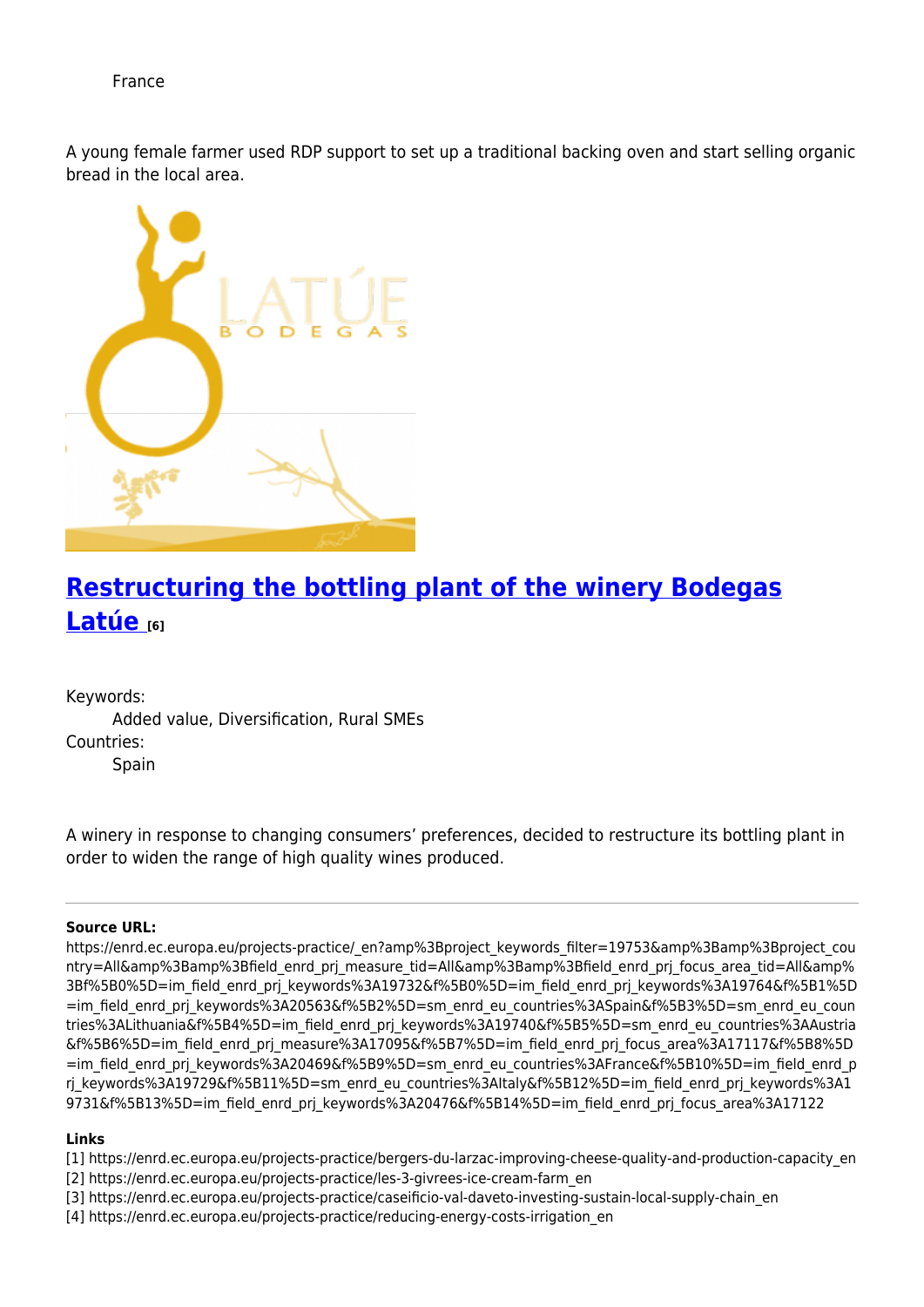France

A young female farmer used RDP support to set up a traditional backing oven and start selling organic bread in the local area.

## [Restructuring the bottling plant of the winery Bodegas Latúe [6]](https://enrd.ec.europa.eu/projects-practice/)

Keywords:
  Added value, Diversification, Rural SMEs
Countries:
  Spain

A winery in response to changing consumers' preferences, decided to restructure its bottling plant in order to widen the range of high quality wines produced.

---

**Source URL:**
https://enrd.ec.europa.eu/projects-practice/_en?amp%3Bproject_keywords_filter=19753&amp%3Bamp%3Bproject_country=All&amp%3Bamp%3Bfield_enrd_prj_measure_tid=All&amp%3Bamp%3Bfield_enrd_prj_focus_area_tid=All&amp%3Bf%5B0%5D=im_field_enrd_prj_keywords%3A19732&f%5B0%5D=im_field_enrd_prj_keywords%3A19764&f%5B1%5D=im_field_enrd_prj_keywords%3A20563&f%5B2%5D=sm_enrd_eu_countries%3ASpain&f%5B3%5D=sm_enrd_eu_countries%3ALithuania&f%5B4%5D=im_field_enrd_prj_keywords%3A19740&f%5B5%5D=sm_enrd_eu_countries%3AAustria&f%5B6%5D=im_field_enrd_prj_measure%3A17095&f%5B7%5D=im_field_enrd_prj_focus_area%3A17117&f%5B8%5D=im_field_enrd_prj_keywords%3A20469&f%5B9%5D=sm_enrd_eu_countries%3AFrance&f%5B10%5D=im_field_enrd_prj_keywords%3A19729&f%5B11%5D=sm_enrd_eu_countries%3AItaly&f%5B12%5D=im_field_enrd_prj_keywords%3A19731&f%5B13%5D=im_field_enrd_prj_keywords%3A20476&f%5B14%5D=im_field_enrd_prj_focus_area%3A17122

**Links**
[1] https://enrd.ec.europa.eu/projects-practice/bergers-du-larzac-improving-cheese-quality-and-production-capacity_en
[2] https://enrd.ec.europa.eu/projects-practice/les-3-givrees-ice-cream-farm_en
[3] https://enrd.ec.europa.eu/projects-practice/caseificio-val-daveto-investing-sustain-local-supply-chain_en
[4] https://enrd.ec.europa.eu/projects-practice/reducing-energy-costs-irrigation_en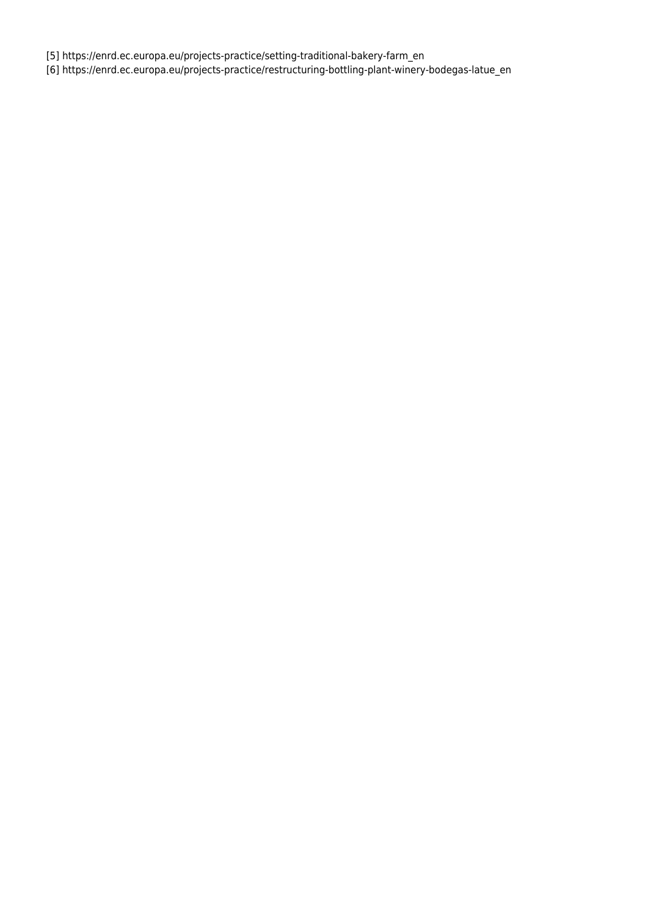[5] https://enrd.ec.europa.eu/projects-practice/setting-traditional-bakery-farm_en

[6] https://enrd.ec.europa.eu/projects-practice/restructuring-bottling-plant-winery-bodegas-latue_en